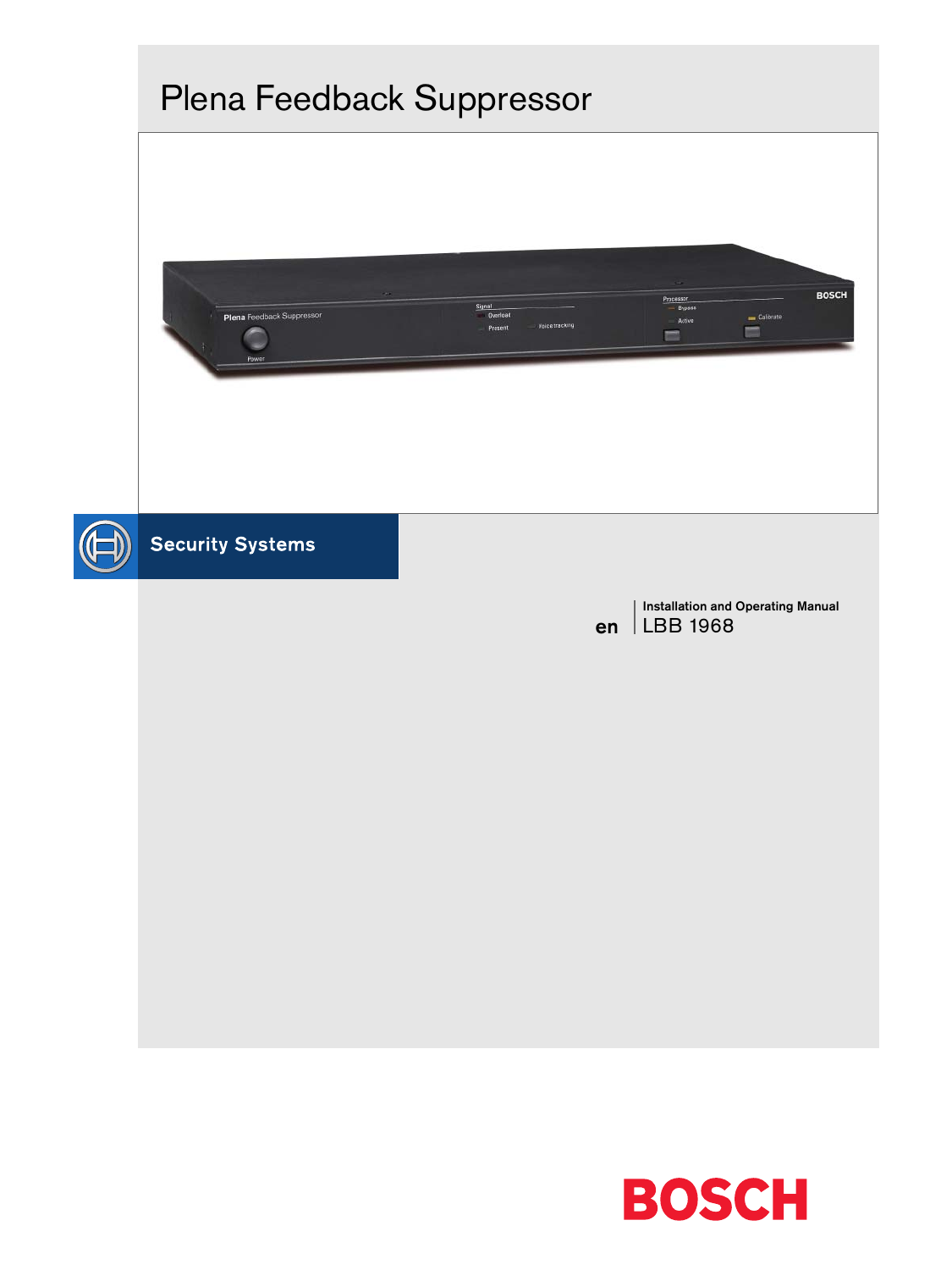# Plena Feedback Suppressor

Security Systems

en | Installation and Operating Manual
LBB 1968

BOSCH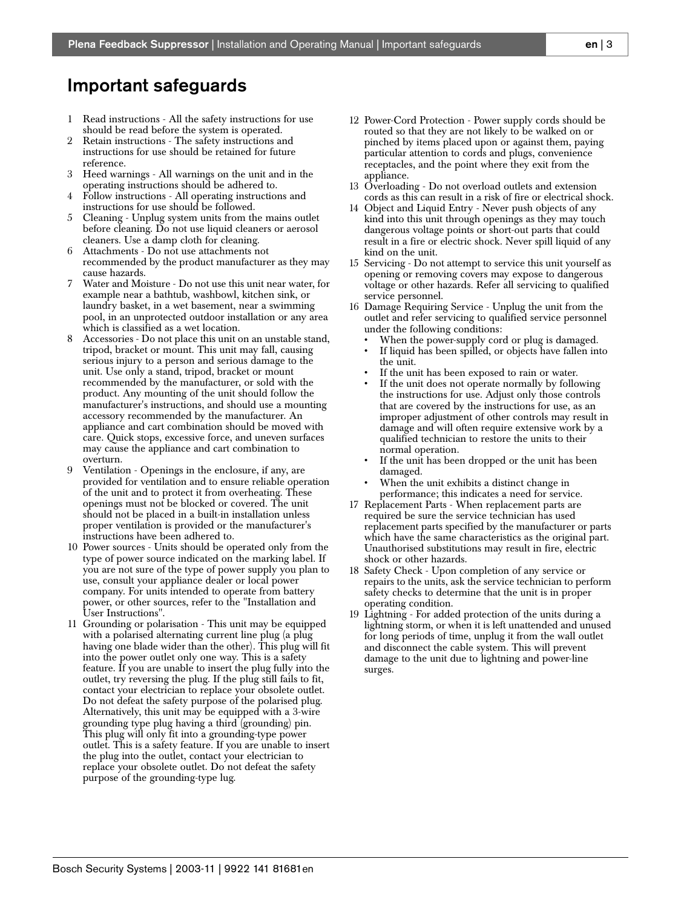# Important safeguards

1. Read instructions - All the safety instructions for use should be read before the system is operated.
2. Retain instructions - The safety instructions and instructions for use should be retained for future reference.
3. Heed warnings - All warnings on the unit and in the operating instructions should be adhered to.
4. Follow instructions - All operating instructions and instructions for use should be followed.
5. Cleaning - Unplug system units from the mains outlet before cleaning. Do not use liquid cleaners or aerosol cleaners. Use a damp cloth for cleaning.
6. Attachments - Do not use attachments not recommended by the product manufacturer as they may cause hazards.
7. Water and Moisture - Do not use this unit near water, for example near a bathtub, washbowl, kitchen sink, or laundry basket, in a wet basement, near a swimming pool, in an unprotected outdoor installation or any area which is classified as a wet location.
8. Accessories - Do not place this unit on an unstable stand, tripod, bracket or mount. This unit may fall, causing serious injury to a person and serious damage to the unit. Use only a stand, tripod, bracket or mount recommended by the manufacturer, or sold with the product. Any mounting of the unit should follow the manufacturer's instructions, and should use a mounting accessory recommended by the manufacturer. An appliance and cart combination should be moved with care. Quick stops, excessive force, and uneven surfaces may cause the appliance and cart combination to overturn.
9. Ventilation - Openings in the enclosure, if any, are provided for ventilation and to ensure reliable operation of the unit and to protect it from overheating. These openings must not be blocked or covered. The unit should not be placed in a built-in installation unless proper ventilation is provided or the manufacturer's instructions have been adhered to.
10. Power sources - Units should be operated only from the type of power source indicated on the marking label. If you are not sure of the type of power supply you plan to use, consult your appliance dealer or local power company. For units intended to operate from battery power, or other sources, refer to the "Installation and User Instructions".
11. Grounding or polarisation - This unit may be equipped with a polarised alternating current line plug (a plug having one blade wider than the other). This plug will fit into the power outlet only one way. This is a safety feature. If you are unable to insert the plug fully into the outlet, try reversing the plug. If the plug still fails to fit, contact your electrician to replace your obsolete outlet. Do not defeat the safety purpose of the polarised plug. Alternatively, this unit may be equipped with a 3-wire grounding type plug having a third (grounding) pin. This plug will only fit into a grounding-type power outlet. This is a safety feature. If you are unable to insert the plug into the outlet, contact your electrician to replace your obsolete outlet. Do not defeat the safety purpose of the grounding-type lug.
12. Power-Cord Protection - Power supply cords should be routed so that they are not likely to be walked on or pinched by items placed upon or against them, paying particular attention to cords and plugs, convenience receptacles, and the point where they exit from the appliance.
13. Overloading - Do not overload outlets and extension cords as this can result in a risk of fire or electrical shock.
14. Object and Liquid Entry - Never push objects of any kind into this unit through openings as they may touch dangerous voltage points or short-out parts that could result in a fire or electric shock. Never spill liquid of any kind on the unit.
15. Servicing - Do not attempt to service this unit yourself as opening or removing covers may expose to dangerous voltage or other hazards. Refer all servicing to qualified service personnel.
16. Damage Requiring Service - Unplug the unit from the outlet and refer servicing to qualified service personnel under the following conditions:
    - When the power-supply cord or plug is damaged.
    - If liquid has been spilled, or objects have fallen into the unit.
    - If the unit has been exposed to rain or water.
    - If the unit does not operate normally by following the instructions for use. Adjust only those controls that are covered by the instructions for use, as an improper adjustment of other controls may result in damage and will often require extensive work by a qualified technician to restore the units to their normal operation.
    - If the unit has been dropped or the unit has been damaged.
    - When the unit exhibits a distinct change in performance; this indicates a need for service.
17. Replacement Parts - When replacement parts are required be sure the service technician has used replacement parts specified by the manufacturer or parts which have the same characteristics as the original part. Unauthorised substitutions may result in fire, electric shock or other hazards.
18. Safety Check - Upon completion of any service or repairs to the units, ask the service technician to perform safety checks to determine that the unit is in proper operating condition.
19. Lightning - For added protection of the units during a lightning storm, or when it is left unattended and unused for long periods of time, unplug it from the wall outlet and disconnect the cable system. This will prevent damage to the unit due to lightning and power-line surges.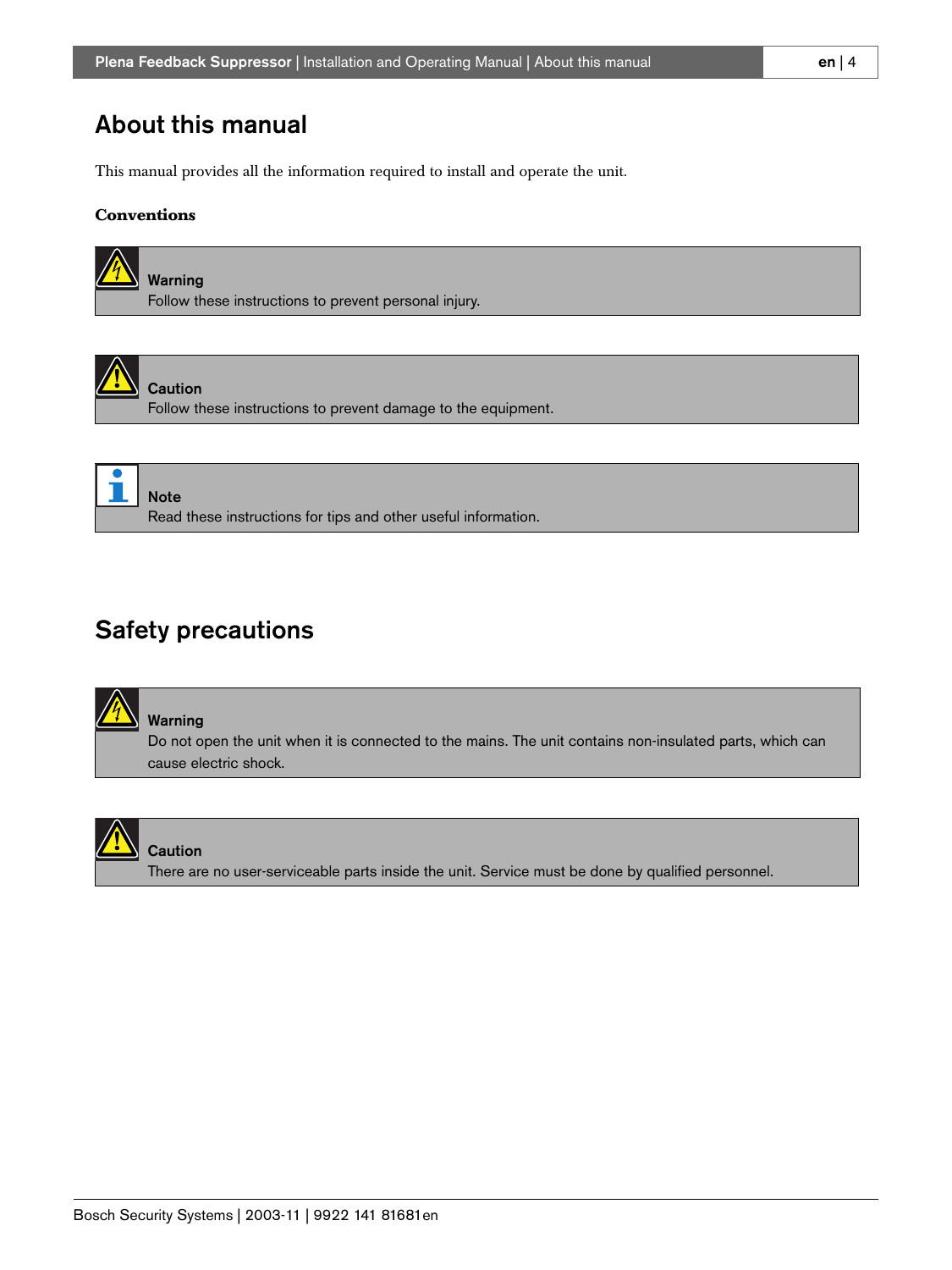# About this manual

This manual provides all the information required to install and operate the unit.

### Conventions

> **Warning**
> Follow these instructions to prevent personal injury.

> **Caution**
> Follow these instructions to prevent damage to the equipment.

> **Note**
> Read these instructions for tips and other useful information.

# Safety precautions

> **Warning**
> Do not open the unit when it is connected to the mains. The unit contains non-insulated parts, which can cause electric shock.

> **Caution**
> There are no user-serviceable parts inside the unit. Service must be done by qualified personnel.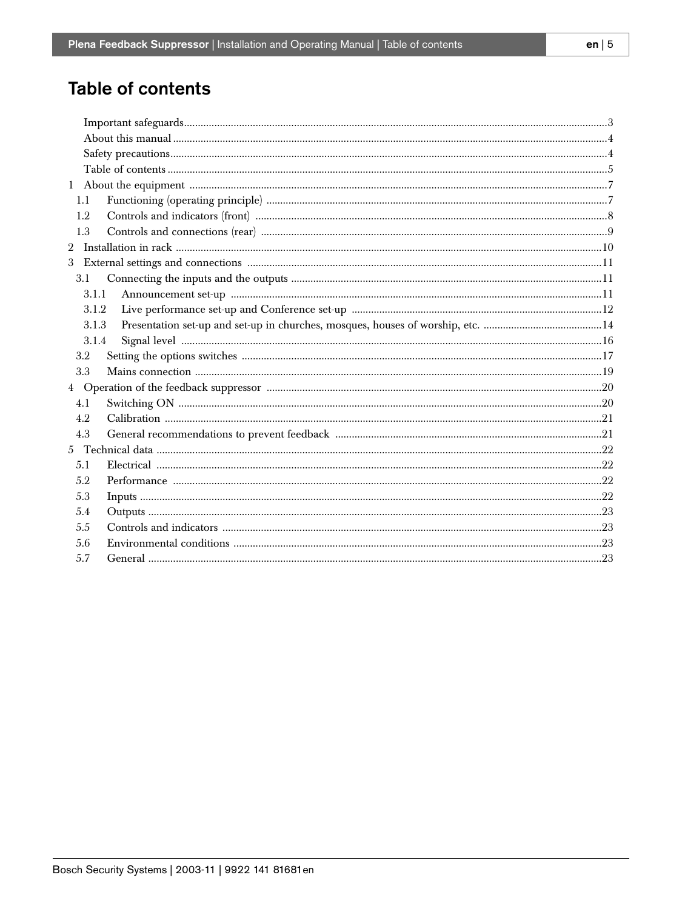# Table of contents

Important safeguards ..... 3
About this manual ..... 4
Safety precautions ..... 4
Table of contents ..... 5

1 About the equipment ..... 7
- 1.1 Functioning (operating principle) ..... 7
- 1.2 Controls and indicators (front) ..... 8
- 1.3 Controls and connections (rear) ..... 9

2 Installation in rack ..... 10

3 External settings and connections ..... 11
- 3.1 Connecting the inputs and the outputs ..... 11
  - 3.1.1 Announcement set-up ..... 11
  - 3.1.2 Live performance set-up and Conference set-up ..... 12
  - 3.1.3 Presentation set-up and set-up in churches, mosques, houses of worship, etc. ..... 14
  - 3.1.4 Signal level ..... 16
- 3.2 Setting the options switches ..... 17
- 3.3 Mains connection ..... 19

4 Operation of the feedback suppressor ..... 20
- 4.1 Switching ON ..... 20
- 4.2 Calibration ..... 21
- 4.3 General recommendations to prevent feedback ..... 21

5 Technical data ..... 22
- 5.1 Electrical ..... 22
- 5.2 Performance ..... 22
- 5.3 Inputs ..... 22
- 5.4 Outputs ..... 23
- 5.5 Controls and indicators ..... 23
- 5.6 Environmental conditions ..... 23
- 5.7 General ..... 23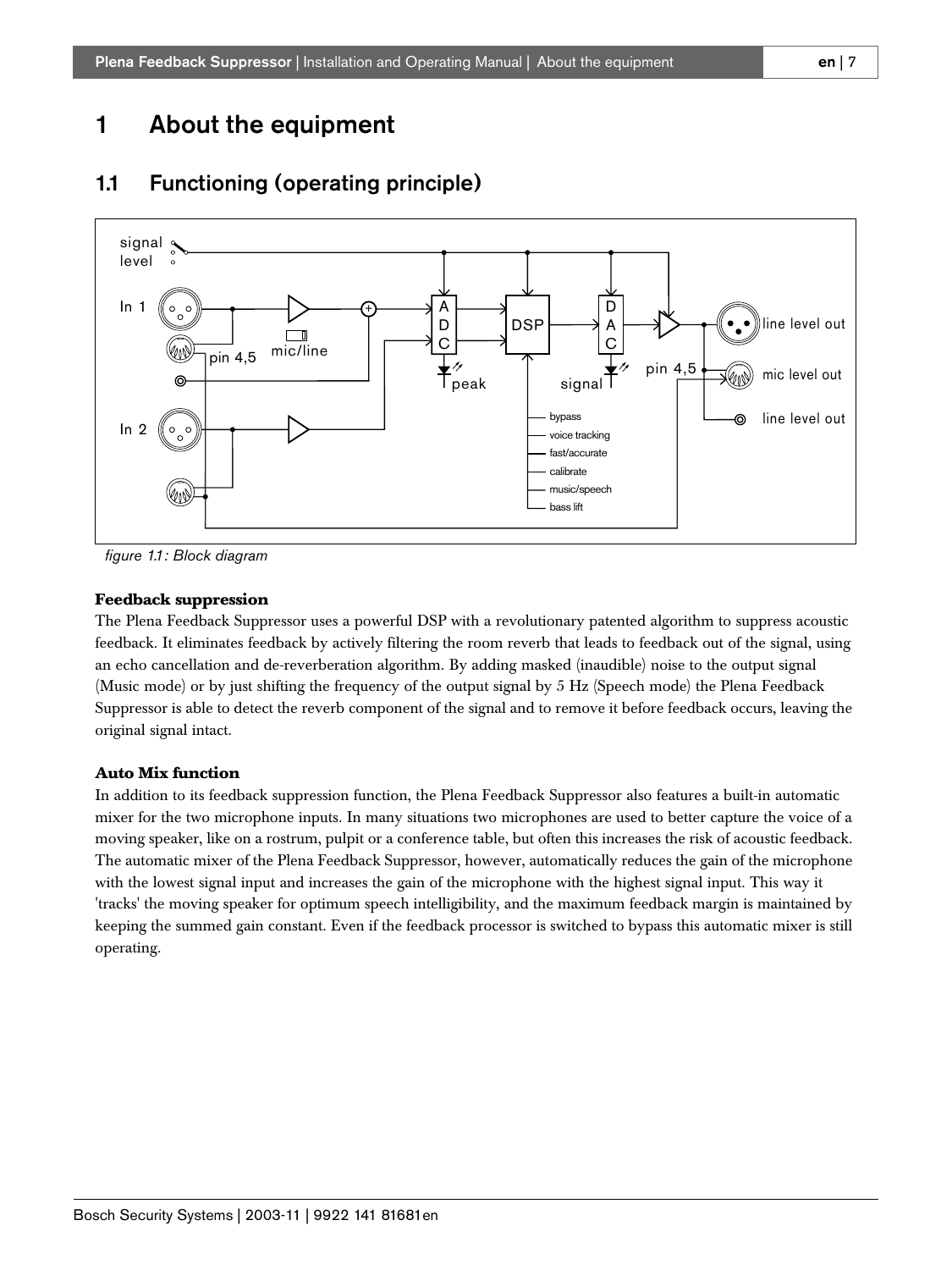# 1 About the equipment

## 1.1 Functioning (operating principle)

figure 1.1: Block diagram

**Feedback suppression**

The Plena Feedback Suppressor uses a powerful DSP with a revolutionary patented algorithm to suppress acoustic feedback. It eliminates feedback by actively filtering the room reverb that leads to feedback out of the signal, using an echo cancellation and de-reverberation algorithm. By adding masked (inaudible) noise to the output signal (Music mode) or by just shifting the frequency of the output signal by 5 Hz (Speech mode) the Plena Feedback Suppressor is able to detect the reverb component of the signal and to remove it before feedback occurs, leaving the original signal intact.

**Auto Mix function**

In addition to its feedback suppression function, the Plena Feedback Suppressor also features a built-in automatic mixer for the two microphone inputs. In many situations two microphones are used to better capture the voice of a moving speaker, like on a rostrum, pulpit or a conference table, but often this increases the risk of acoustic feedback. The automatic mixer of the Plena Feedback Suppressor, however, automatically reduces the gain of the microphone with the lowest signal input and increases the gain of the microphone with the highest signal input. This way it 'tracks' the moving speaker for optimum speech intelligibility, and the maximum feedback margin is maintained by keeping the summed gain constant. Even if the feedback processor is switched to bypass this automatic mixer is still operating.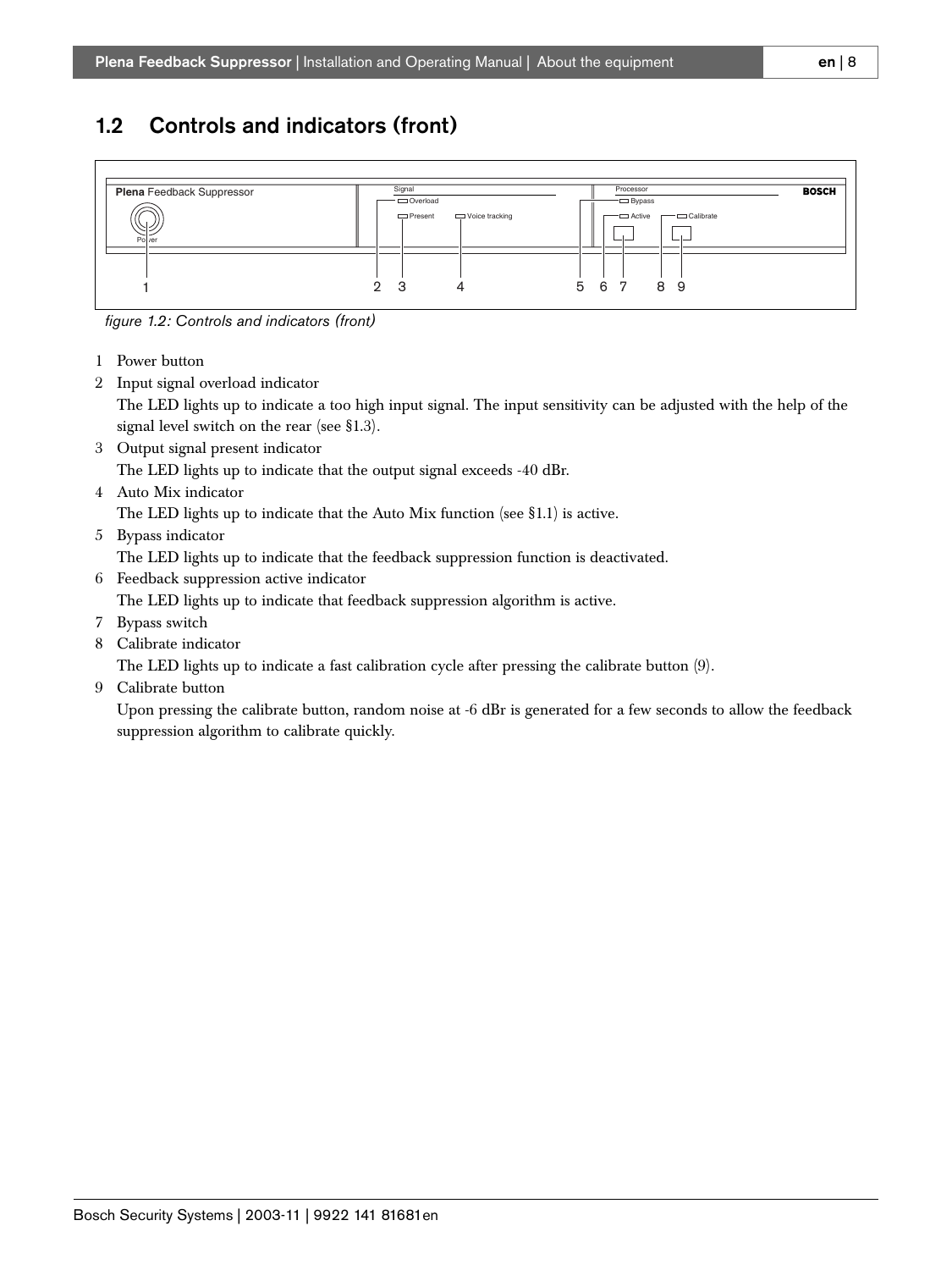## 1.2 Controls and indicators (front)

*figure 1.2: Controls and indicators (front)*

1. Power button
2. Input signal overload indicator
   The LED lights up to indicate a too high input signal. The input sensitivity can be adjusted with the help of the signal level switch on the rear (see §1.3).
3. Output signal present indicator
   The LED lights up to indicate that the output signal exceeds -40 dBr.
4. Auto Mix indicator
   The LED lights up to indicate that the Auto Mix function (see §1.1) is active.
5. Bypass indicator
   The LED lights up to indicate that the feedback suppression function is deactivated.
6. Feedback suppression active indicator
   The LED lights up to indicate that feedback suppression algorithm is active.
7. Bypass switch
8. Calibrate indicator
   The LED lights up to indicate a fast calibration cycle after pressing the calibrate button (9).
9. Calibrate button
   Upon pressing the calibrate button, random noise at -6 dBr is generated for a few seconds to allow the feedback suppression algorithm to calibrate quickly.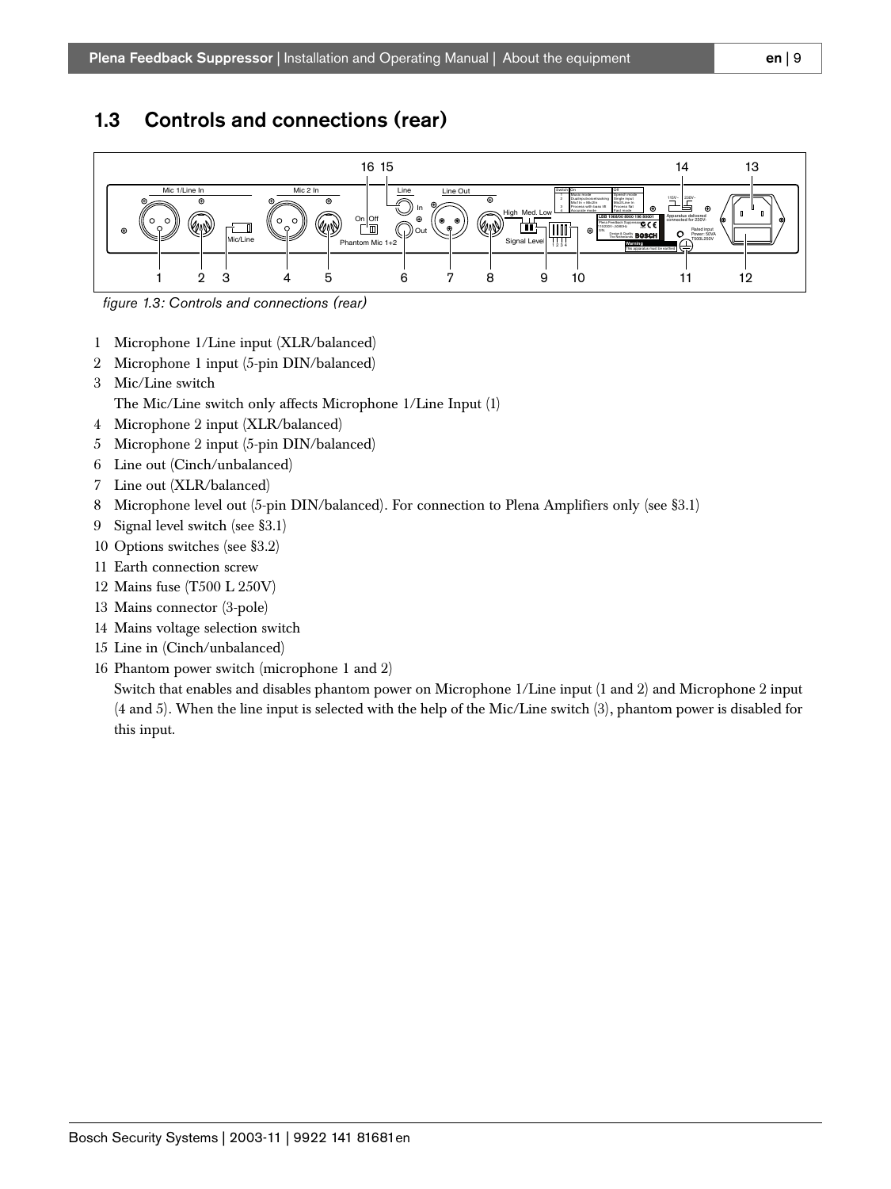## 1.3 Controls and connections (rear)

*figure 1.3: Controls and connections (rear)*

1. Microphone 1/Line input (XLR/balanced)
2. Microphone 1 input (5-pin DIN/balanced)
3. Mic/Line switch
   The Mic/Line switch only affects Microphone 1/Line Input (1)
4. Microphone 2 input (XLR/balanced)
5. Microphone 2 input (5-pin DIN/balanced)
6. Line out (Cinch/unbalanced)
7. Line out (XLR/balanced)
8. Microphone level out (5-pin DIN/balanced). For connection to Plena Amplifiers only (see §3.1)
9. Signal level switch (see §3.1)
10. Options switches (see §3.2)
11. Earth connection screw
12. Mains fuse (T500 L 250V)
13. Mains connector (3-pole)
14. Mains voltage selection switch
15. Line in (Cinch/unbalanced)
16. Phantom power switch (microphone 1 and 2)
    Switch that enables and disables phantom power on Microphone 1/Line input (1 and 2) and Microphone 2 input (4 and 5). When the line input is selected with the help of the Mic/Line switch (3), phantom power is disabled for this input.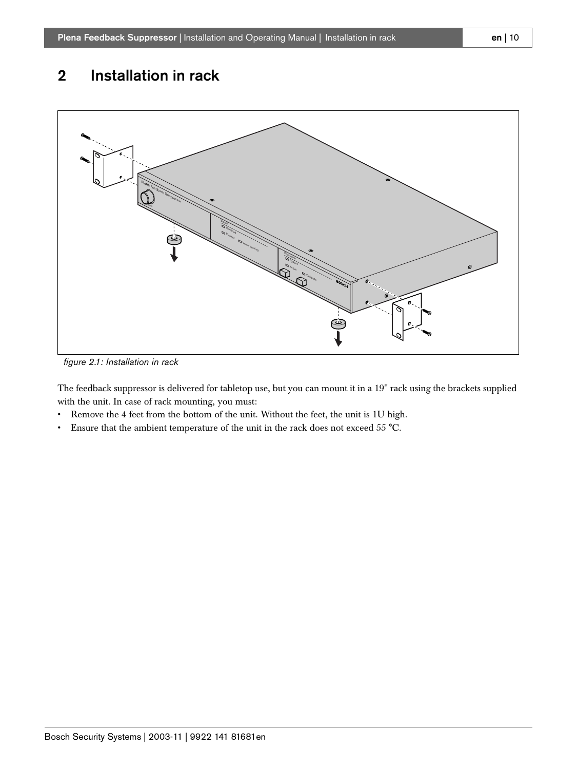# 2 Installation in rack

*figure 2.1: Installation in rack*

The feedback suppressor is delivered for tabletop use, but you can mount it in a 19" rack using the brackets supplied with the unit. In case of rack mounting, you must:

- Remove the 4 feet from the bottom of the unit. Without the feet, the unit is 1U high.
- Ensure that the ambient temperature of the unit in the rack does not exceed 55 °C.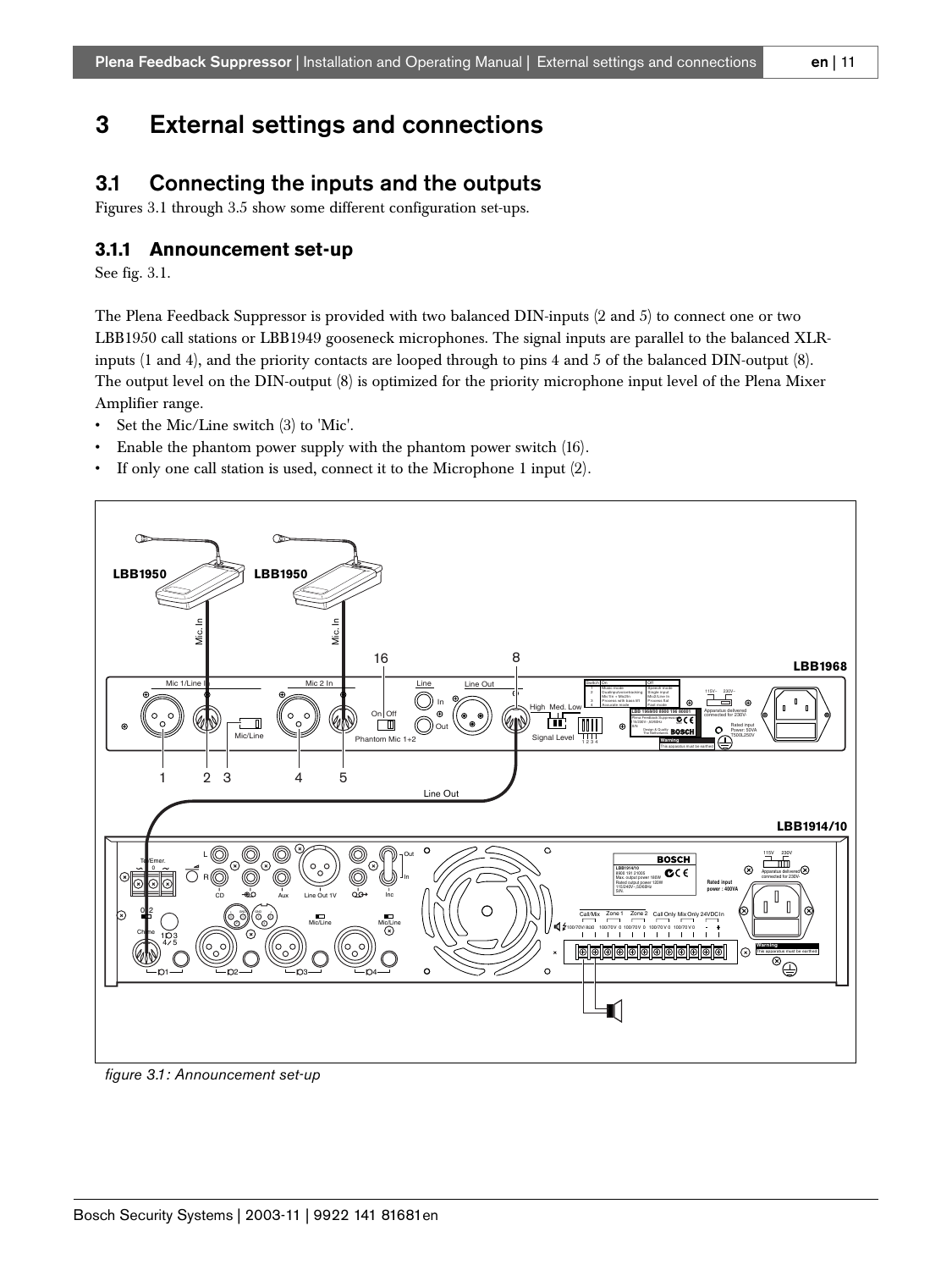# 3 External settings and connections

## 3.1 Connecting the inputs and the outputs

Figures 3.1 through 3.5 show some different configuration set-ups.

### 3.1.1 Announcement set-up

See fig. 3.1.

The Plena Feedback Suppressor is provided with two balanced DIN-inputs (2 and 5) to connect one or two LBB1950 call stations or LBB1949 gooseneck microphones. The signal inputs are parallel to the balanced XLR-inputs (1 and 4), and the priority contacts are looped through to pins 4 and 5 of the balanced DIN-output (8). The output level on the DIN-output (8) is optimized for the priority microphone input level of the Plena Mixer Amplifier range.

- Set the Mic/Line switch (3) to 'Mic'.
- Enable the phantom power supply with the phantom power switch (16).
- If only one call station is used, connect it to the Microphone 1 input (2).

*figure 3.1: Announcement set-up*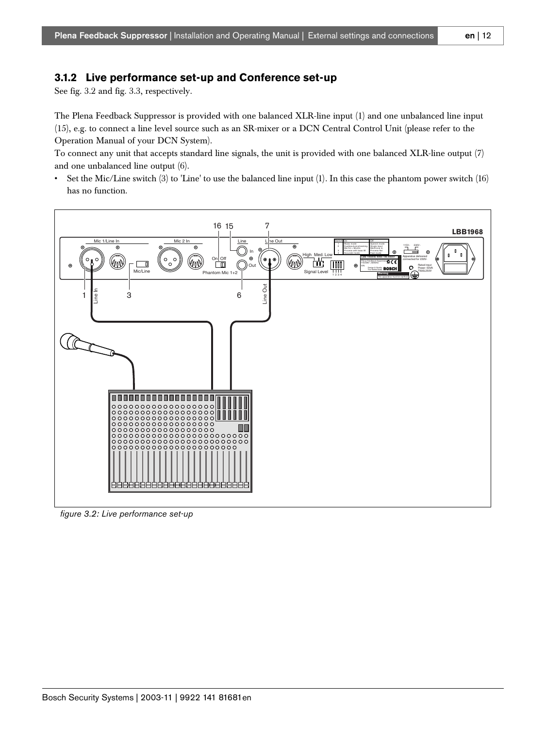### 3.1.2 Live performance set-up and Conference set-up

See fig. 3.2 and fig. 3.3, respectively.

The Plena Feedback Suppressor is provided with one balanced XLR-line input (1) and one unbalanced line input (15), e.g. to connect a line level source such as an SR-mixer or a DCN Central Control Unit (please refer to the Operation Manual of your DCN System).

To connect any unit that accepts standard line signals, the unit is provided with one balanced XLR-line output (7) and one unbalanced line output (6).

- Set the Mic/Line switch (3) to 'Line' to use the balanced line input (1). In this case the phantom power switch (16) has no function.

*figure 3.2: Live performance set-up*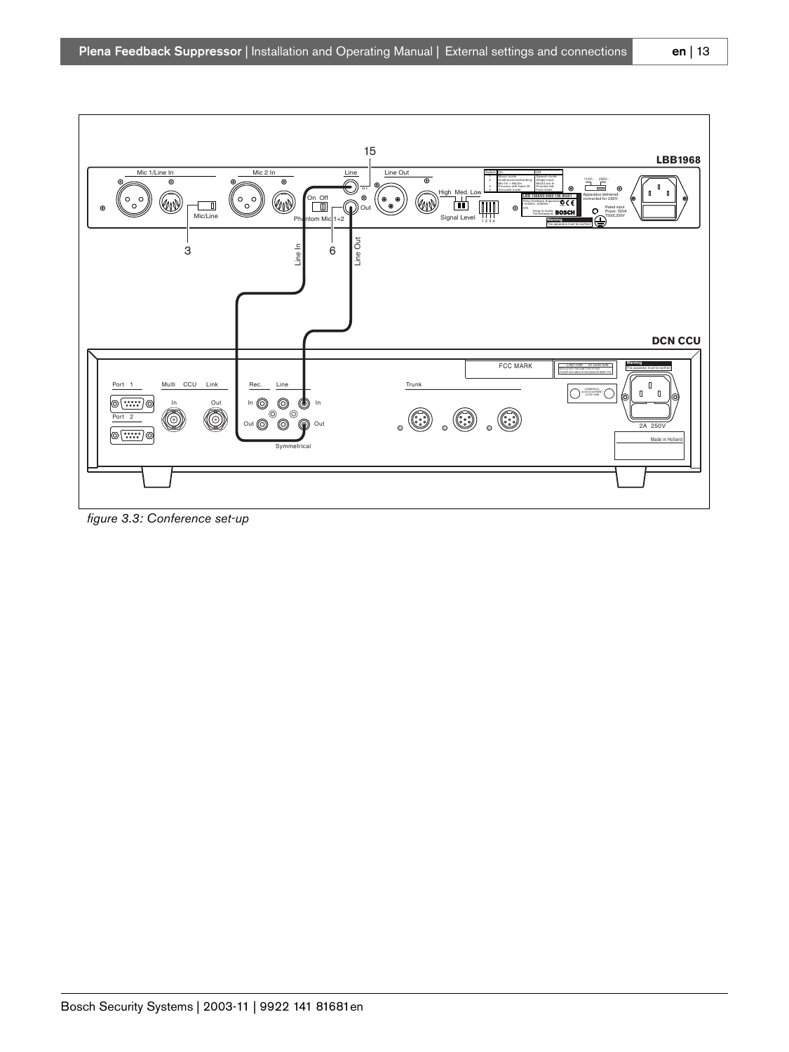figure 3.3: Conference set-up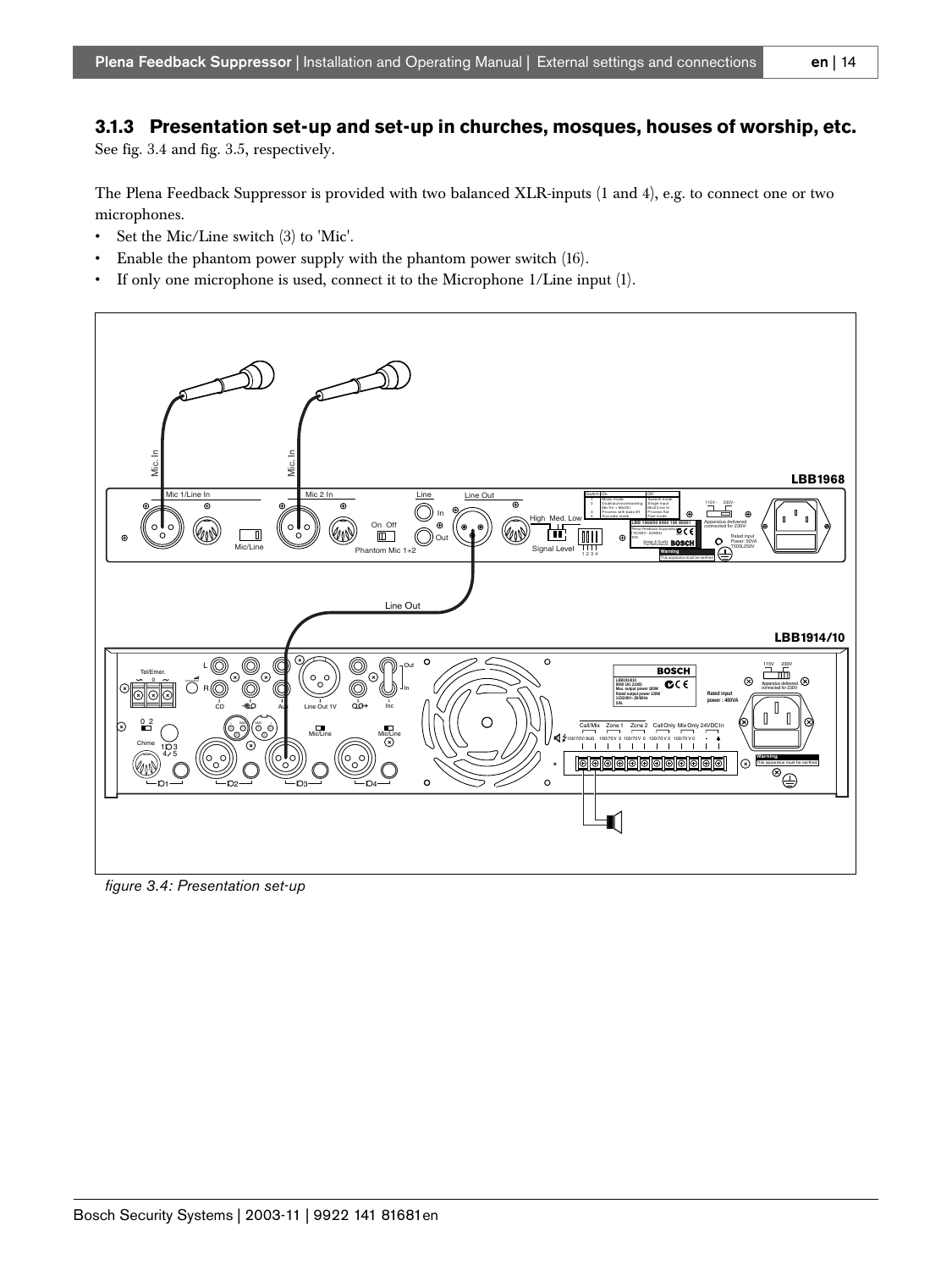### 3.1.3 Presentation set-up and set-up in churches, mosques, houses of worship, etc.

See fig. 3.4 and fig. 3.5, respectively.

The Plena Feedback Suppressor is provided with two balanced XLR-inputs (1 and 4), e.g. to connect one or two microphones.

- Set the Mic/Line switch (3) to 'Mic'.
- Enable the phantom power supply with the phantom power switch (16).
- If only one microphone is used, connect it to the Microphone 1/Line input (1).

*figure 3.4: Presentation set-up*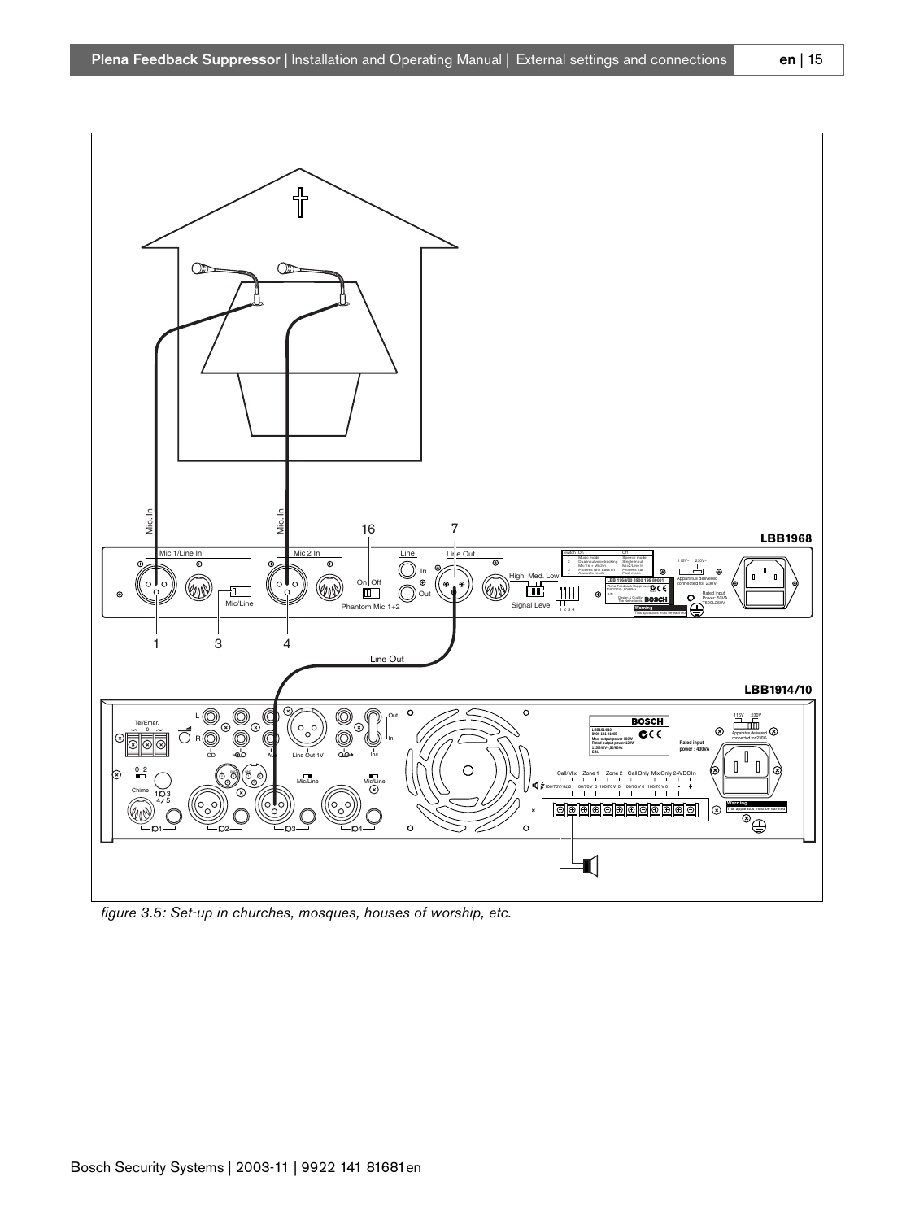*figure 3.5: Set-up in churches, mosques, houses of worship, etc.*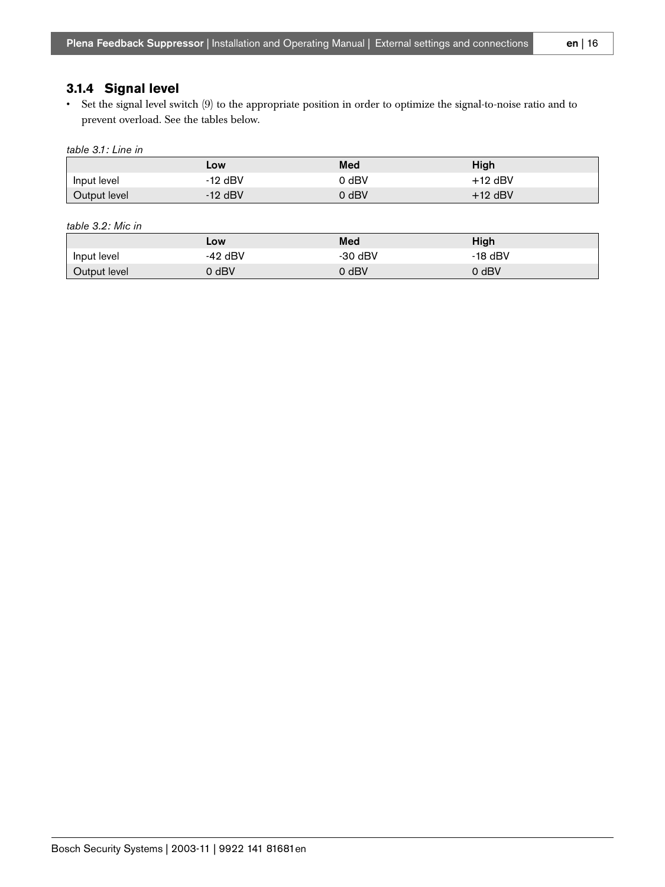### 3.1.4 Signal level

- Set the signal level switch (9) to the appropriate position in order to optimize the signal-to-noise ratio and to prevent overload. See the tables below.

*table 3.1: Line in*

| | Low | Med | High |
|---|---|---|---|
| Input level | -12 dBV | 0 dBV | +12 dBV |
| Output level | -12 dBV | 0 dBV | +12 dBV |

*table 3.2: Mic in*

| | Low | Med | High |
|---|---|---|---|
| Input level | -42 dBV | -30 dBV | -18 dBV |
| Output level | 0 dBV | 0 dBV | 0 dBV |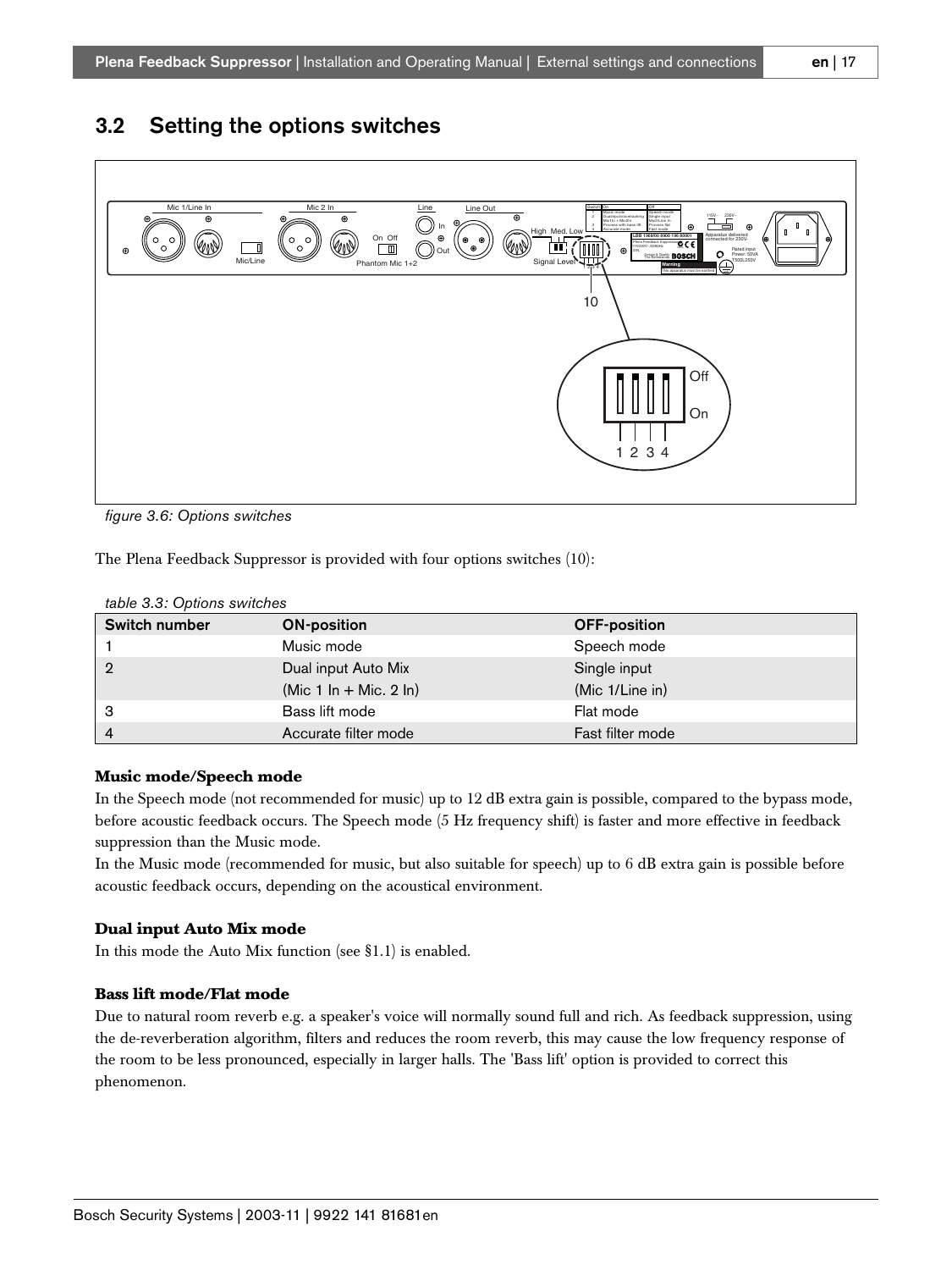## 3.2 Setting the options switches

*figure 3.6: Options switches*

The Plena Feedback Suppressor is provided with four options switches (10):

*table 3.3: Options switches*

| Switch number | ON-position | OFF-position |
|---|---|---|
| 1 | Music mode | Speech mode |
| 2 | Dual input Auto Mix<br>(Mic 1 In + Mic. 2 In) | Single input<br>(Mic 1/Line in) |
| 3 | Bass lift mode | Flat mode |
| 4 | Accurate filter mode | Fast filter mode |

**Music mode/Speech mode**

In the Speech mode (not recommended for music) up to 12 dB extra gain is possible, compared to the bypass mode, before acoustic feedback occurs. The Speech mode (5 Hz frequency shift) is faster and more effective in feedback suppression than the Music mode.

In the Music mode (recommended for music, but also suitable for speech) up to 6 dB extra gain is possible before acoustic feedback occurs, depending on the acoustical environment.

**Dual input Auto Mix mode**

In this mode the Auto Mix function (see §1.1) is enabled.

**Bass lift mode/Flat mode**

Due to natural room reverb e.g. a speaker's voice will normally sound full and rich. As feedback suppression, using the de-reverberation algorithm, filters and reduces the room reverb, this may cause the low frequency response of the room to be less pronounced, especially in larger halls. The 'Bass lift' option is provided to correct this phenomenon.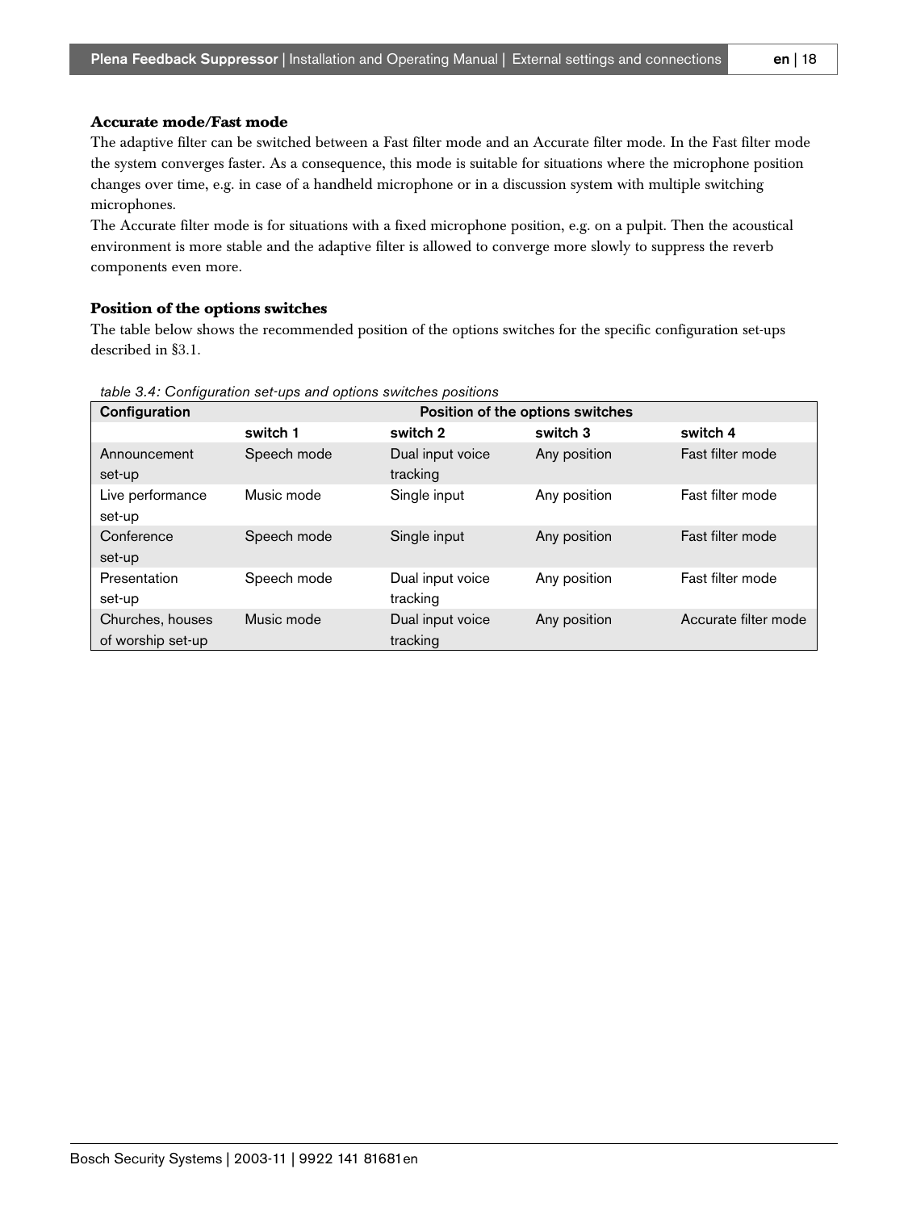### Accurate mode/Fast mode

The adaptive filter can be switched between a Fast filter mode and an Accurate filter mode. In the Fast filter mode the system converges faster. As a consequence, this mode is suitable for situations where the microphone position changes over time, e.g. in case of a handheld microphone or in a discussion system with multiple switching microphones.
The Accurate filter mode is for situations with a fixed microphone position, e.g. on a pulpit. Then the acoustical environment is more stable and the adaptive filter is allowed to converge more slowly to suppress the reverb components even more.

### Position of the options switches

The table below shows the recommended position of the options switches for the specific configuration set-ups described in §3.1.

*table 3.4: Configuration set-ups and options switches positions*

| Configuration | Position of the options switches | | | |
|---|---|---|---|---|
| | switch 1 | switch 2 | switch 3 | switch 4 |
| Announcement set-up | Speech mode | Dual input voice tracking | Any position | Fast filter mode |
| Live performance set-up | Music mode | Single input | Any position | Fast filter mode |
| Conference set-up | Speech mode | Single input | Any position | Fast filter mode |
| Presentation set-up | Speech mode | Dual input voice tracking | Any position | Fast filter mode |
| Churches, houses of worship set-up | Music mode | Dual input voice tracking | Any position | Accurate filter mode |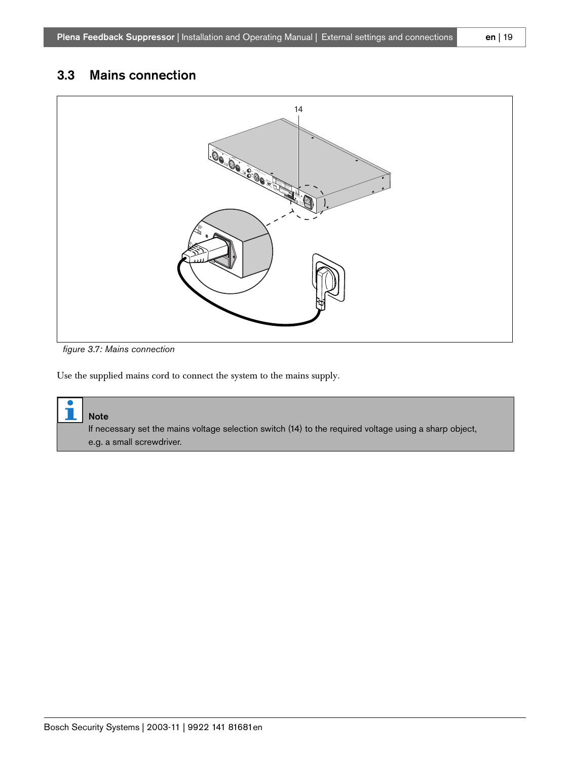## 3.3 Mains connection

14

*figure 3.7: Mains connection*

Use the supplied mains cord to connect the system to the mains supply.

**Note**
If necessary set the mains voltage selection switch (14) to the required voltage using a sharp object, e.g. a small screwdriver.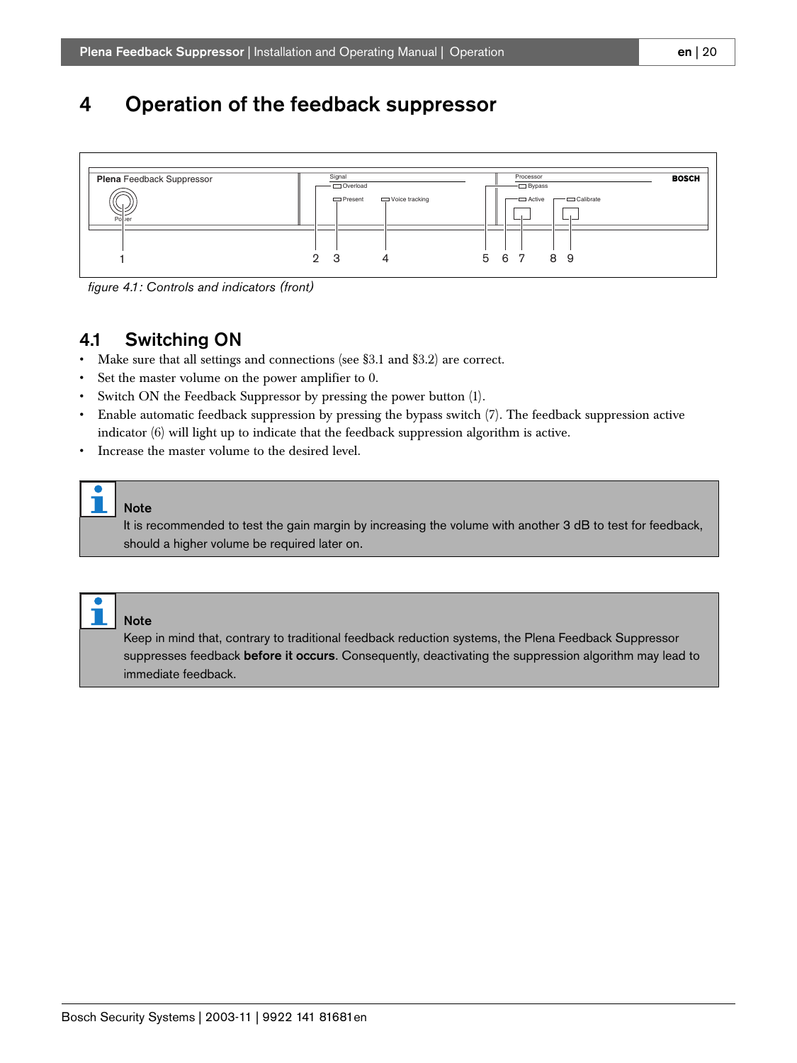// What should I do with the figure? No images detected. Figure contains labels. Probably omit the diagram text but include caption. I'll include caption.

# 4 Operation of the feedback suppressor

*figure 4.1: Controls and indicators (front)*

## 4.1 Switching ON

- Make sure that all settings and connections (see §3.1 and §3.2) are correct.
- Set the master volume on the power amplifier to 0.
- Switch ON the Feedback Suppressor by pressing the power button (1).
- Enable automatic feedback suppression by pressing the bypass switch (7). The feedback suppression active indicator (6) will light up to indicate that the feedback suppression algorithm is active.
- Increase the master volume to the desired level.

**Note**
It is recommended to test the gain margin by increasing the volume with another 3 dB to test for feedback, should a higher volume be required later on.

**Note**
Keep in mind that, contrary to traditional feedback reduction systems, the Plena Feedback Suppressor suppresses feedback **before it occurs**. Consequently, deactivating the suppression algorithm may lead to immediate feedback.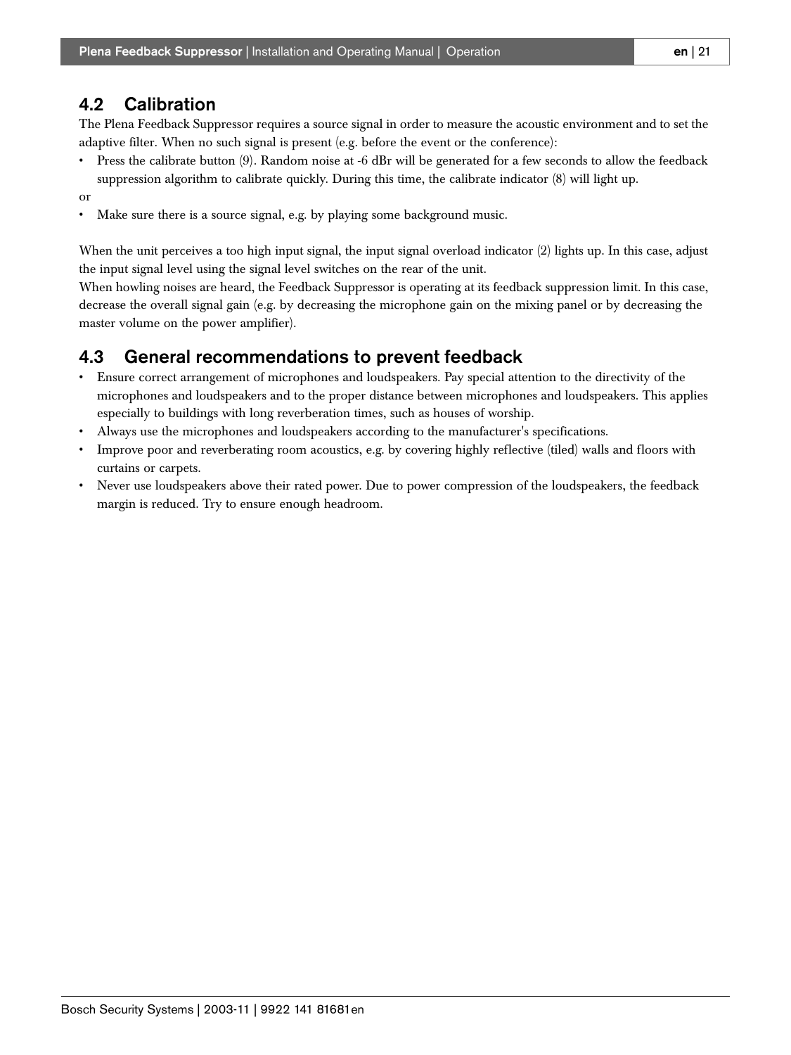## 4.2 Calibration

The Plena Feedback Suppressor requires a source signal in order to measure the acoustic environment and to set the adaptive filter. When no such signal is present (e.g. before the event or the conference):

- Press the calibrate button (9). Random noise at -6 dBr will be generated for a few seconds to allow the feedback suppression algorithm to calibrate quickly. During this time, the calibrate indicator (8) will light up.

or

- Make sure there is a source signal, e.g. by playing some background music.

When the unit perceives a too high input signal, the input signal overload indicator (2) lights up. In this case, adjust the input signal level using the signal level switches on the rear of the unit.
When howling noises are heard, the Feedback Suppressor is operating at its feedback suppression limit. In this case, decrease the overall signal gain (e.g. by decreasing the microphone gain on the mixing panel or by decreasing the master volume on the power amplifier).

## 4.3 General recommendations to prevent feedback

- Ensure correct arrangement of microphones and loudspeakers. Pay special attention to the directivity of the microphones and loudspeakers and to the proper distance between microphones and loudspeakers. This applies especially to buildings with long reverberation times, such as houses of worship.
- Always use the microphones and loudspeakers according to the manufacturer's specifications.
- Improve poor and reverberating room acoustics, e.g. by covering highly reflective (tiled) walls and floors with curtains or carpets.
- Never use loudspeakers above their rated power. Due to power compression of the loudspeakers, the feedback margin is reduced. Try to ensure enough headroom.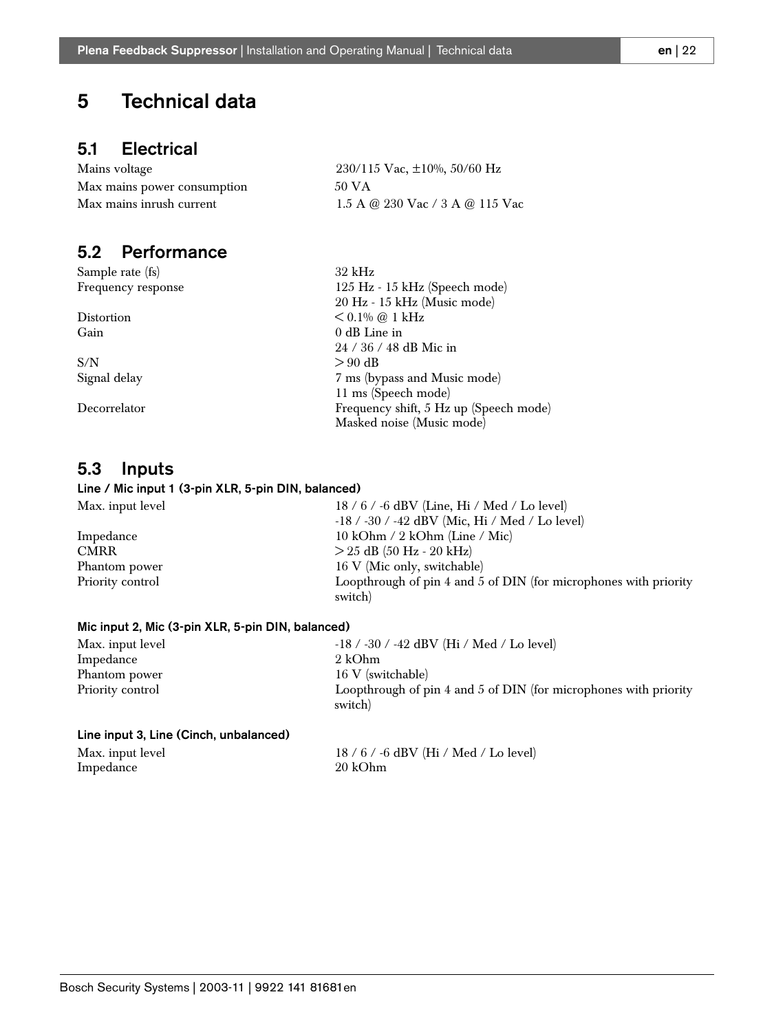# 5 Technical data

## 5.1 Electrical

| | |
|---|---|
| Mains voltage | 230/115 Vac, ±10%, 50/60 Hz |
| Max mains power consumption | 50 VA |
| Max mains inrush current | 1.5 A @ 230 Vac / 3 A @ 115 Vac |

## 5.2 Performance

| | |
|---|---|
| Sample rate (fs) | 32 kHz |
| Frequency response | 125 Hz - 15 kHz (Speech mode)<br>20 Hz - 15 kHz (Music mode) |
| Distortion | < 0.1% @ 1 kHz |
| Gain | 0 dB Line in<br>24 / 36 / 48 dB Mic in |
| S/N | > 90 dB |
| Signal delay | 7 ms (bypass and Music mode)<br>11 ms (Speech mode) |
| Decorrelator | Frequency shift, 5 Hz up (Speech mode)<br>Masked noise (Music mode) |

## 5.3 Inputs

#### Line / Mic input 1 (3-pin XLR, 5-pin DIN, balanced)

| | |
|---|---|
| Max. input level | 18 / 6 / -6 dBV (Line, Hi / Med / Lo level)<br>-18 / -30 / -42 dBV (Mic, Hi / Med / Lo level) |
| Impedance | 10 kOhm / 2 kOhm (Line / Mic) |
| CMRR | > 25 dB (50 Hz - 20 kHz) |
| Phantom power | 16 V (Mic only, switchable) |
| Priority control | Loopthrough of pin 4 and 5 of DIN (for microphones with priority switch) |

#### Mic input 2, Mic (3-pin XLR, 5-pin DIN, balanced)

| | |
|---|---|
| Max. input level | -18 / -30 / -42 dBV (Hi / Med / Lo level) |
| Impedance | 2 kOhm |
| Phantom power | 16 V (switchable) |
| Priority control | Loopthrough of pin 4 and 5 of DIN (for microphones with priority switch) |

#### Line input 3, Line (Cinch, unbalanced)

| | |
|---|---|
| Max. input level | 18 / 6 / -6 dBV (Hi / Med / Lo level) |
| Impedance | 20 kOhm |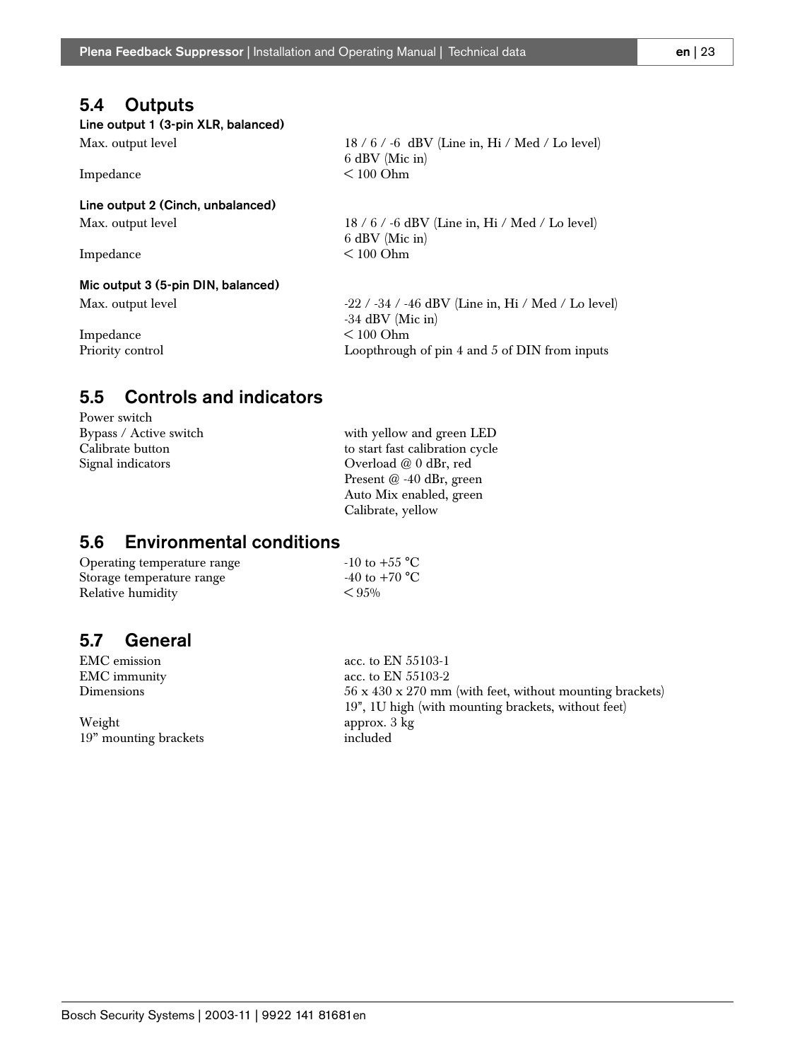## 5.4 Outputs

**Line output 1 (3-pin XLR, balanced)**

| | |
|---|---|
| Max. output level | 18 / 6 / -6 dBV (Line in, Hi / Med / Lo level)<br>6 dBV (Mic in) |
| Impedance | < 100 Ohm |

**Line output 2 (Cinch, unbalanced)**

| | |
|---|---|
| Max. output level | 18 / 6 / -6 dBV (Line in, Hi / Med / Lo level)<br>6 dBV (Mic in) |
| Impedance | < 100 Ohm |

**Mic output 3 (5-pin DIN, balanced)**

| | |
|---|---|
| Max. output level | -22 / -34 / -46 dBV (Line in, Hi / Med / Lo level)<br>-34 dBV (Mic in) |
| Impedance | < 100 Ohm |
| Priority control | Loopthrough of pin 4 and 5 of DIN from inputs |

## 5.5 Controls and indicators

| | |
|---|---|
| Power switch | |
| Bypass / Active switch | with yellow and green LED |
| Calibrate button | to start fast calibration cycle |
| Signal indicators | Overload @ 0 dBr, red<br>Present @ -40 dBr, green<br>Auto Mix enabled, green<br>Calibrate, yellow |

## 5.6 Environmental conditions

| | |
|---|---|
| Operating temperature range | -10 to +55 °C |
| Storage temperature range | -40 to +70 °C |
| Relative humidity | < 95% |

## 5.7 General

| | |
|---|---|
| EMC emission | acc. to EN 55103-1 |
| EMC immunity | acc. to EN 55103-2 |
| Dimensions | 56 x 430 x 270 mm (with feet, without mounting brackets)<br>19", 1U high (with mounting brackets, without feet) |
| Weight | approx. 3 kg |
| 19" mounting brackets | included |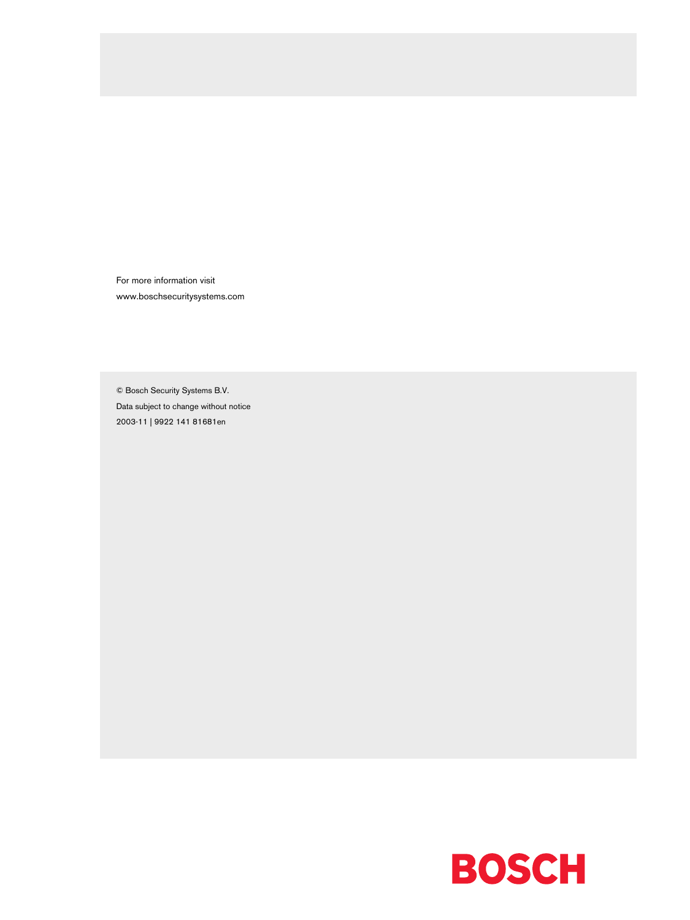For more information visit
www.boschsecuritysystems.com

© Bosch Security Systems B.V.
Data subject to change without notice
2003-11 | 9922 141 81681en

BOSCH